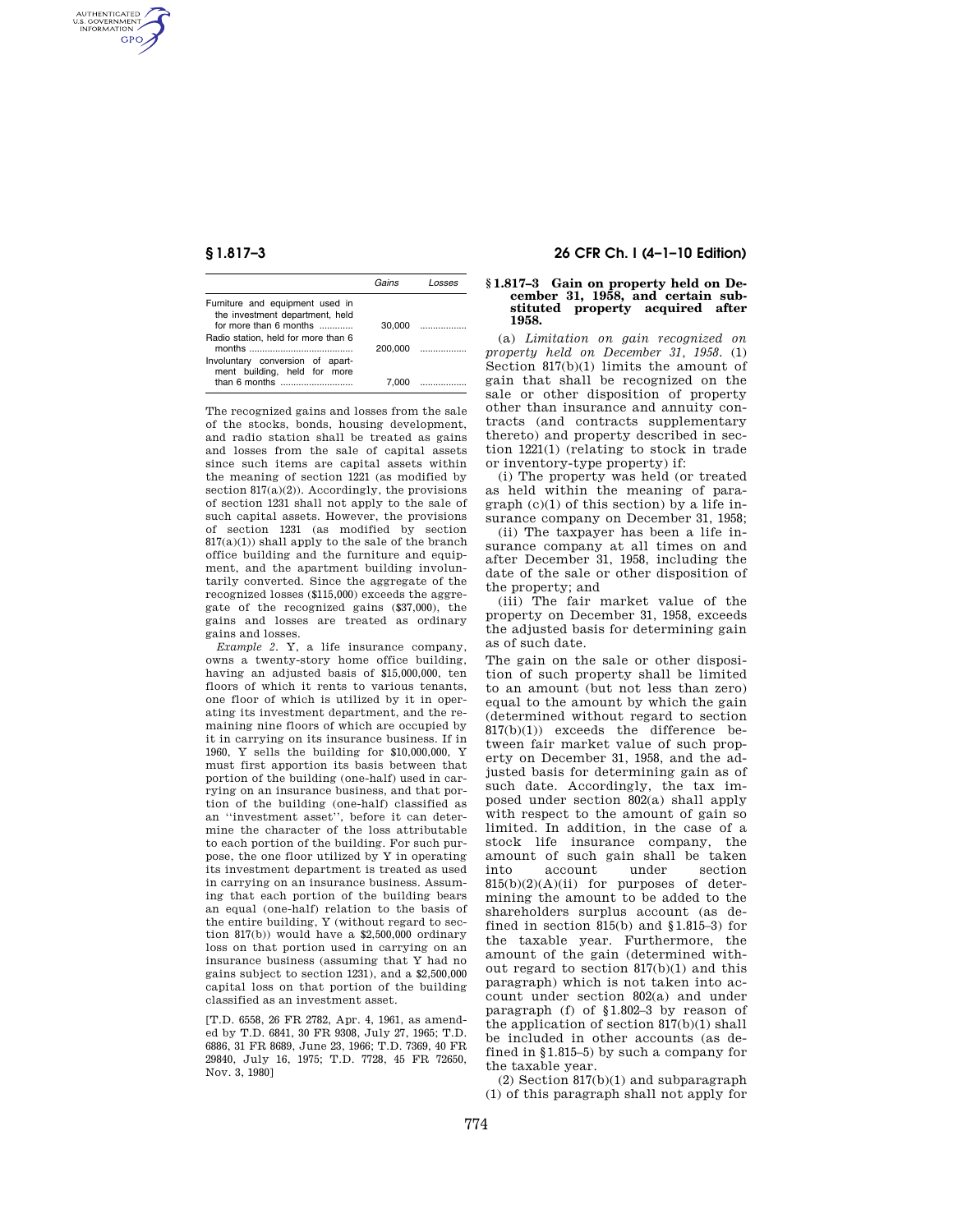| | Gains | Losses |
|---|---|---|
| Furniture and equipment used in the investment department, held for more than 6 months | 30,000 | |
| Radio station, held for more than 6 months | 200,000 | |
| Involuntary conversion of apartment building, held for more than 6 months | 7,000 | |

The recognized gains and losses from the sale of the stocks, bonds, housing development, and radio station shall be treated as gains and losses from the sale of capital assets since such items are capital assets within the meaning of section 1221 (as modified by section 817(a)(2)). Accordingly, the provisions of section 1231 shall not apply to the sale of such capital assets. However, the provisions of section 1231 (as modified by section 817(a)(1)) shall apply to the sale of the branch office building and the furniture and equipment, and the apartment building involuntarily converted. Since the aggregate of the recognized losses ($115,000) exceeds the aggregate of the recognized gains ($37,000), the gains and losses are treated as ordinary gains and losses.

*Example 2.* Y, a life insurance company, owns a twenty-story home office building, having an adjusted basis of $15,000,000, ten floors of which it rents to various tenants, one floor of which is utilized by it in operating its investment department, and the remaining nine floors of which are occupied by it in carrying on its insurance business. If in 1960, Y sells the building for $10,000,000, Y must first apportion its basis between that portion of the building (one-half) used in carrying on an insurance business, and that portion of the building (one-half) classified as an "investment asset", before it can determine the character of the loss attributable to each portion of the building. For such purpose, the one floor utilized by Y in operating its investment department is treated as used in carrying on an insurance business. Assuming that each portion of the building bears an equal (one-half) relation to the basis of the entire building, Y (without regard to section 817(b)) would have a $2,500,000 ordinary loss on that portion used in carrying on an insurance business (assuming that Y had no gains subject to section 1231), and a $2,500,000 capital loss on that portion of the building classified as an investment asset.

[T.D. 6558, 26 FR 2782, Apr. 4, 1961, as amended by T.D. 6841, 30 FR 9308, July 27, 1965; T.D. 6886, 31 FR 8689, June 23, 1966; T.D. 7369, 40 FR 29840, July 16, 1975; T.D. 7728, 45 FR 72650, Nov. 3, 1980]

## § 1.817–3 Gain on property held on December 31, 1958, and certain substituted property acquired after 1958.

(a) *Limitation on gain recognized on property held on December 31, 1958.* (1) Section 817(b)(1) limits the amount of gain that shall be recognized on the sale or other disposition of property other than insurance and annuity contracts (and contracts supplementary thereto) and property described in section 1221(1) (relating to stock in trade or inventory-type property) if:

(i) The property was held (or treated as held within the meaning of paragraph (c)(1) of this section) by a life insurance company on December 31, 1958;

(ii) The taxpayer has been a life insurance company at all times on and after December 31, 1958, including the date of the sale or other disposition of the property; and

(iii) The fair market value of the property on December 31, 1958, exceeds the adjusted basis for determining gain as of such date.

The gain on the sale or other disposition of such property shall be limited to an amount (but not less than zero) equal to the amount by which the gain (determined without regard to section 817(b)(1)) exceeds the difference between fair market value of such property on December 31, 1958, and the adjusted basis for determining gain as of such date. Accordingly, the tax imposed under section 802(a) shall apply with respect to the amount of gain so limited. In addition, in the case of a stock life insurance company, the amount of such gain shall be taken into account under section 815(b)(2)(A)(ii) for purposes of determining the amount to be added to the shareholders surplus account (as defined in section 815(b) and §1.815–3) for the taxable year. Furthermore, the amount of the gain (determined without regard to section 817(b)(1) and this paragraph) which is not taken into account under section 802(a) and under paragraph (f) of §1.802–3 by reason of the application of section 817(b)(1) shall be included in other accounts (as defined in §1.815–5) by such a company for the taxable year.

(2) Section 817(b)(1) and subparagraph (1) of this paragraph shall not apply for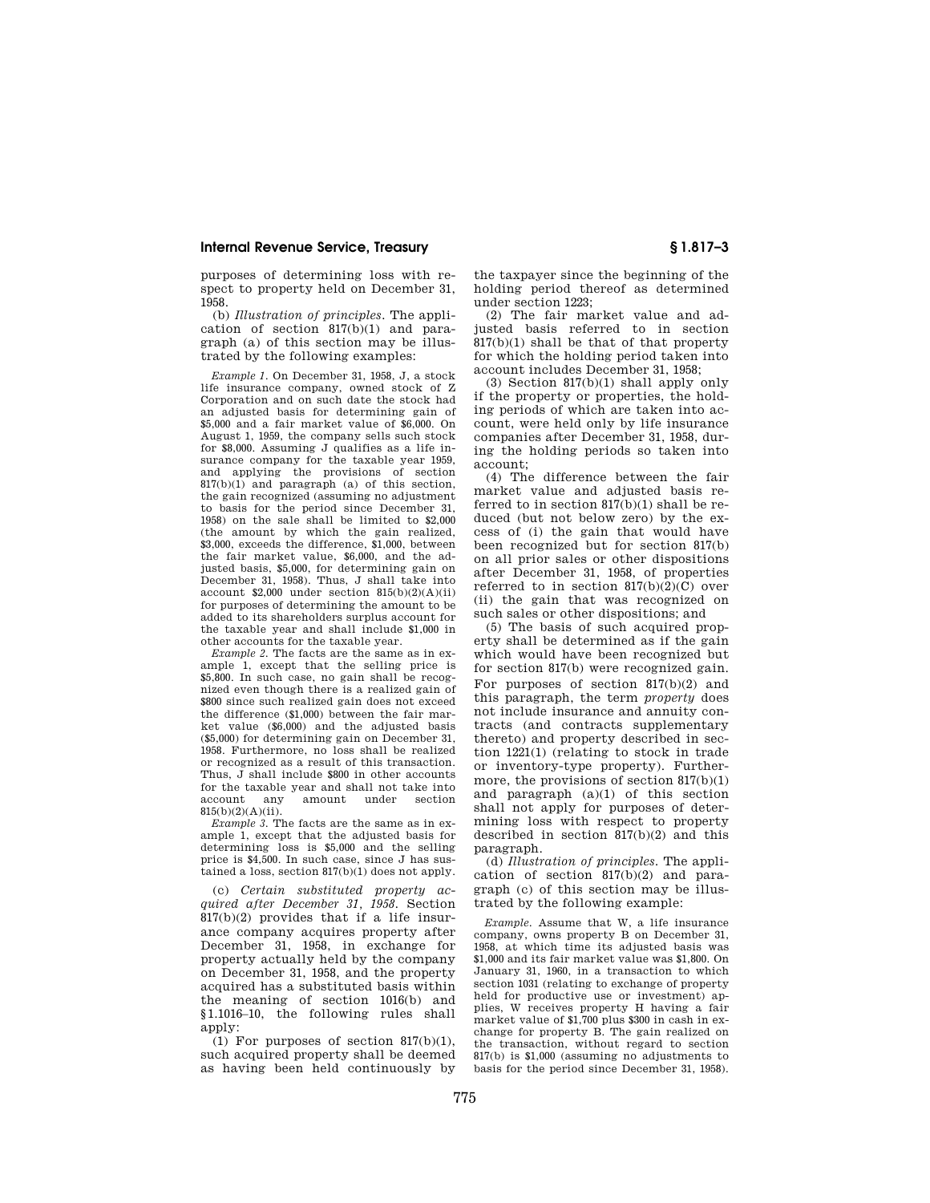purposes of determining loss with respect to property held on December 31, 1958.

(b) *Illustration of principles.* The application of section 817(b)(1) and paragraph (a) of this section may be illustrated by the following examples:

*Example 1.* On December 31, 1958, J, a stock life insurance company, owned stock of Z Corporation and on such date the stock had an adjusted basis for determining gain of $5,000 and a fair market value of $6,000. On August 1, 1959, the company sells such stock for $8,000. Assuming J qualifies as a life insurance company for the taxable year 1959, and applying the provisions of section 817(b)(1) and paragraph (a) of this section, the gain recognized (assuming no adjustment to basis for the period since December 31, 1958) on the sale shall be limited to $2,000 (the amount by which the gain realized, $3,000, exceeds the difference, $1,000, between the fair market value, $6,000, and the adjusted basis, $5,000, for determining gain on December 31, 1958). Thus, J shall take into account $2,000 under section 815(b)(2)(A)(ii) for purposes of determining the amount to be added to its shareholders surplus account for the taxable year and shall include $1,000 in other accounts for the taxable year.

*Example 2.* The facts are the same as in example 1, except that the selling price is $5,800. In such case, no gain shall be recognized even though there is a realized gain of $800 since such realized gain does not exceed the difference ($1,000) between the fair market value ($6,000) and the adjusted basis ($5,000) for determining gain on December 31, 1958. Furthermore, no loss shall be realized or recognized as a result of this transaction. Thus, J shall include $800 in other accounts for the taxable year and shall not take into account any amount under section 815(b)(2)(A)(ii).

*Example 3.* The facts are the same as in example 1, except that the adjusted basis for determining loss is $5,000 and the selling price is $4,500. In such case, since J has sustained a loss, section 817(b)(1) does not apply.

(c) *Certain substituted property acquired after December 31, 1958.* Section 817(b)(2) provides that if a life insurance company acquires property after December 31, 1958, in exchange for property actually held by the company on December 31, 1958, and the property acquired has a substituted basis within the meaning of section 1016(b) and §1.1016–10, the following rules shall apply:

(1) For purposes of section 817(b)(1), such acquired property shall be deemed as having been held continuously by the taxpayer since the beginning of the holding period thereof as determined under section 1223;

(2) The fair market value and adjusted basis referred to in section 817(b)(1) shall be that of that property for which the holding period taken into account includes December 31, 1958;

(3) Section 817(b)(1) shall apply only if the property or properties, the holding periods of which are taken into account, were held only by life insurance companies after December 31, 1958, during the holding periods so taken into account;

(4) The difference between the fair market value and adjusted basis referred to in section 817(b)(1) shall be reduced (but not below zero) by the excess of (i) the gain that would have been recognized but for section 817(b) on all prior sales or other dispositions after December 31, 1958, of properties referred to in section 817(b)(2)(C) over (ii) the gain that was recognized on such sales or other dispositions; and

(5) The basis of such acquired property shall be determined as if the gain which would have been recognized but for section 817(b) were recognized gain.

For purposes of section 817(b)(2) and this paragraph, the term *property* does not include insurance and annuity contracts (and contracts supplementary thereto) and property described in section 1221(1) (relating to stock in trade or inventory-type property). Furthermore, the provisions of section 817(b)(1) and paragraph (a)(1) of this section shall not apply for purposes of determining loss with respect to property described in section 817(b)(2) and this paragraph.

(d) *Illustration of principles.* The application of section 817(b)(2) and paragraph (c) of this section may be illustrated by the following example:

*Example.* Assume that W, a life insurance company, owns property B on December 31, 1958, at which time its adjusted basis was $1,000 and its fair market value was $1,800. On January 31, 1960, in a transaction to which section 1031 (relating to exchange of property held for productive use or investment) applies, W receives property H having a fair market value of $1,700 plus $300 in cash in exchange for property B. The gain realized on the transaction, without regard to section 817(b) is $1,000 (assuming no adjustments to basis for the period since December 31, 1958).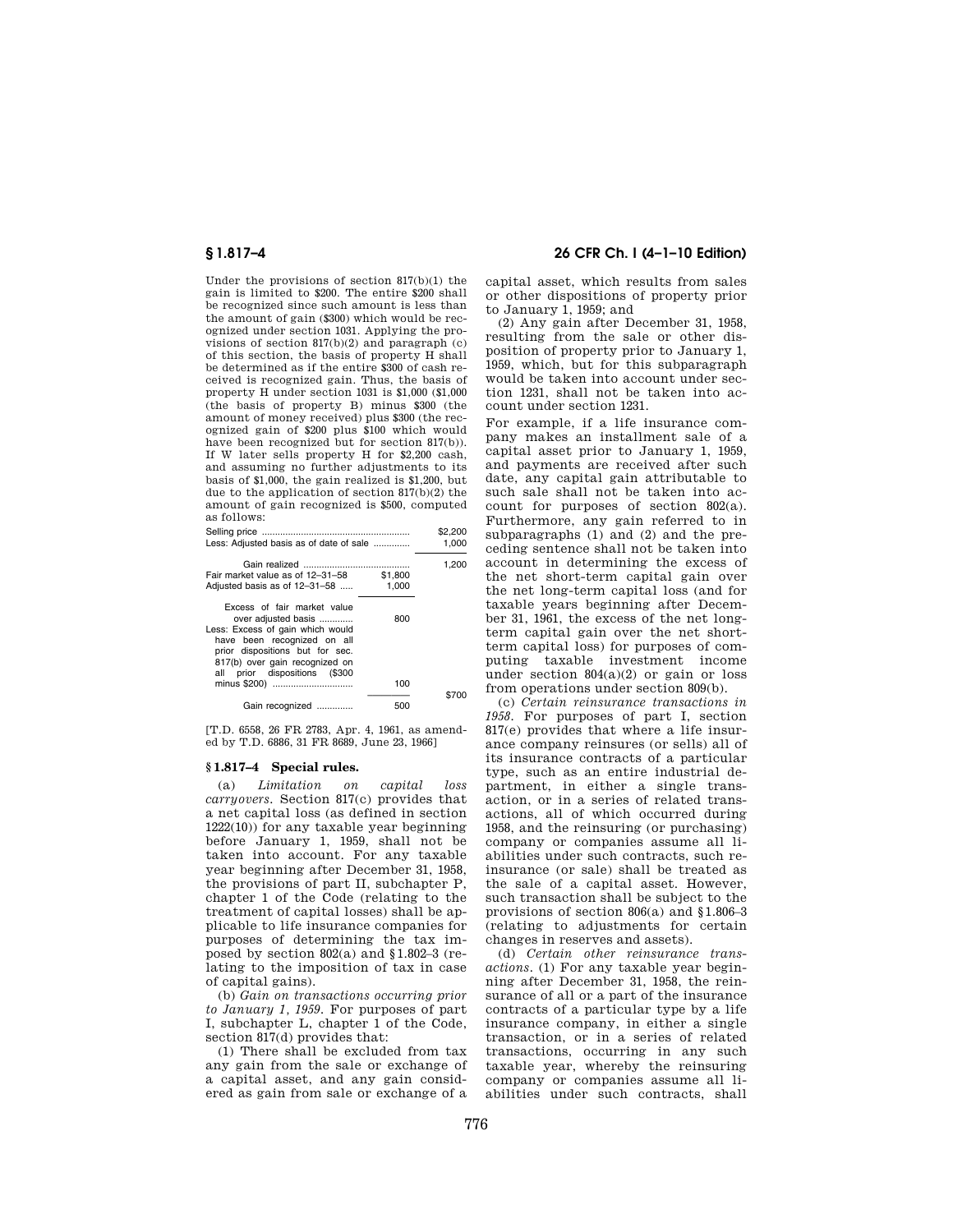Under the provisions of section 817(b)(1) the gain is limited to $200. The entire $200 shall be recognized since such amount is less than the amount of gain ($300) which would be recognized under section 1031. Applying the provisions of section 817(b)(2) and paragraph (c) of this section, the basis of property H shall be determined as if the entire $300 of cash received is recognized gain. Thus, the basis of property H under section 1031 is $1,000 ($1,000 (the basis of property B) minus $300 (the amount of money received) plus $300 (the recognized gain of $200 plus $100 which would have been recognized but for section 817(b)). If W later sells property H for $2,200 cash, and assuming no further adjustments to its basis of $1,000, the gain realized is $1,200, but due to the application of section 817(b)(2) the amount of gain recognized is $500, computed as follows:

| | | |
|---|---|---|
| Selling price | | $2,200 |
| Less: Adjusted basis as of date of sale | | 1,000 |
| Gain realized | | 1,200 |
| Fair market value as of 12–31–58 | $1,800 | |
| Adjusted basis as of 12–31–58 | 1,000 | |
| Excess of fair market value over adjusted basis | 800 | |
| Less: Excess of gain which would have been recognized on all prior dispositions but for sec. 817(b) over gain recognized on all prior dispositions ($300 minus $200) | 100 | $700 |
| Gain recognized | 500 | |

[T.D. 6558, 26 FR 2783, Apr. 4, 1961, as amended by T.D. 6886, 31 FR 8689, June 23, 1966]

### § 1.817–4 Special rules.

(a) *Limitation on capital loss carryovers.* Section 817(c) provides that a net capital loss (as defined in section 1222(10)) for any taxable year beginning before January 1, 1959, shall not be taken into account. For any taxable year beginning after December 31, 1958, the provisions of part II, subchapter P, chapter 1 of the Code (relating to the treatment of capital losses) shall be applicable to life insurance companies for purposes of determining the tax imposed by section 802(a) and § 1.802–3 (relating to the imposition of tax in case of capital gains).

(b) *Gain on transactions occurring prior to January 1, 1959.* For purposes of part I, subchapter L, chapter 1 of the Code, section 817(d) provides that:

(1) There shall be excluded from tax any gain from the sale or exchange of a capital asset, and any gain considered as gain from sale or exchange of a capital asset, which results from sales or other dispositions of property prior to January 1, 1959; and

(2) Any gain after December 31, 1958, resulting from the sale or other disposition of property prior to January 1, 1959, which, but for this subparagraph would be taken into account under section 1231, shall not be taken into account under section 1231.

For example, if a life insurance company makes an installment sale of a capital asset prior to January 1, 1959, and payments are received after such date, any capital gain attributable to such sale shall not be taken into account for purposes of section 802(a). Furthermore, any gain referred to in subparagraphs (1) and (2) and the preceding sentence shall not be taken into account in determining the excess of the net short-term capital gain over the net long-term capital loss (and for taxable years beginning after December 31, 1961, the excess of the net long-term capital gain over the net short-term capital loss) for purposes of computing taxable investment income under section 804(a)(2) or gain or loss from operations under section 809(b).

(c) *Certain reinsurance transactions in 1958.* For purposes of part I, section 817(e) provides that where a life insurance company reinsures (or sells) all of its insurance contracts of a particular type, such as an entire industrial department, in either a single transaction, or in a series of related transactions, all of which occurred during 1958, and the reinsuring (or purchasing) company or companies assume all liabilities under such contracts, such reinsurance (or sale) shall be treated as the sale of a capital asset. However, such transaction shall be subject to the provisions of section 806(a) and § 1.806–3 (relating to adjustments for certain changes in reserves and assets).

(d) *Certain other reinsurance transactions.* (1) For any taxable year beginning after December 31, 1958, the reinsurance of all or a part of the insurance contracts of a particular type by a life insurance company, in either a single transaction, or in a series of related transactions, occurring in any such taxable year, whereby the reinsuring company or companies assume all liabilities under such contracts, shall